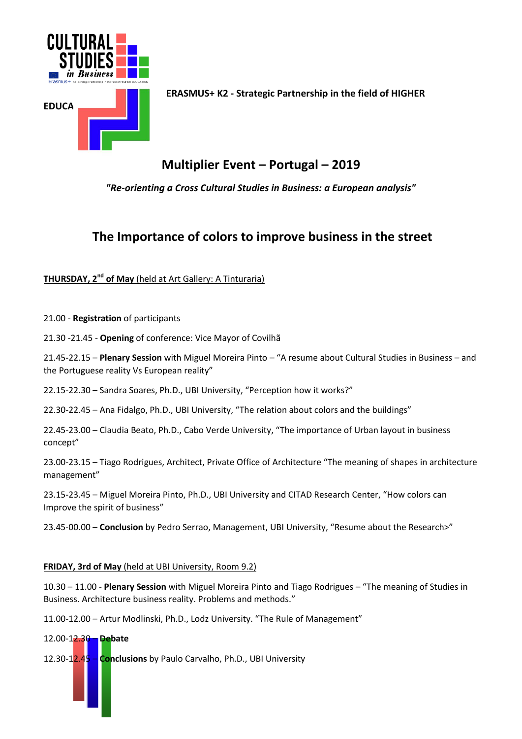EDUCA

**ERASMUS+ K2 - Strategic Partnership in the field of HIGHER**

## Multiplier Event – Portugal – 2019

***"Re-orienting a Cross Cultural Studies in Business: a European analysis"***

# The Importance of colors to improve business in the street

**THURSDAY, 2nd of May** (held at Art Gallery: A Tinturaria)

21.00 - **Registration** of participants

21.30 -21.45 - **Opening** of conference: Vice Mayor of Covilhã

21.45-22.15 – **Plenary Session** with Miguel Moreira Pinto – "A resume about Cultural Studies in Business – and the Portuguese reality Vs European reality"

22.15-22.30 – Sandra Soares, Ph.D., UBI University, "Perception how it works?"

22.30-22.45 – Ana Fidalgo, Ph.D., UBI University, "The relation about colors and the buildings"

22.45-23.00 – Claudia Beato, Ph.D., Cabo Verde University, "The importance of Urban layout in business concept"

23.00-23.15 – Tiago Rodrigues, Architect, Private Office of Architecture "The meaning of shapes in architecture management"

23.15-23.45 – Miguel Moreira Pinto, Ph.D., UBI University and CITAD Research Center, "How colors can Improve the spirit of business"

23.45-00.00 – **Conclusion** by Pedro Serrao, Management, UBI University, "Resume about the Research>"

**FRIDAY, 3rd of May** (held at UBI University, Room 9.2)

10.30 – 11.00 - **Plenary Session** with Miguel Moreira Pinto and Tiago Rodrigues – "The meaning of Studies in Business. Architecture business reality. Problems and methods."

11.00-12.00 – Artur Modlinski, Ph.D., Lodz University. "The Rule of Management"

12.00-12.30 – **Debate**

12.30-12.45 – **Conclusions** by Paulo Carvalho, Ph.D., UBI University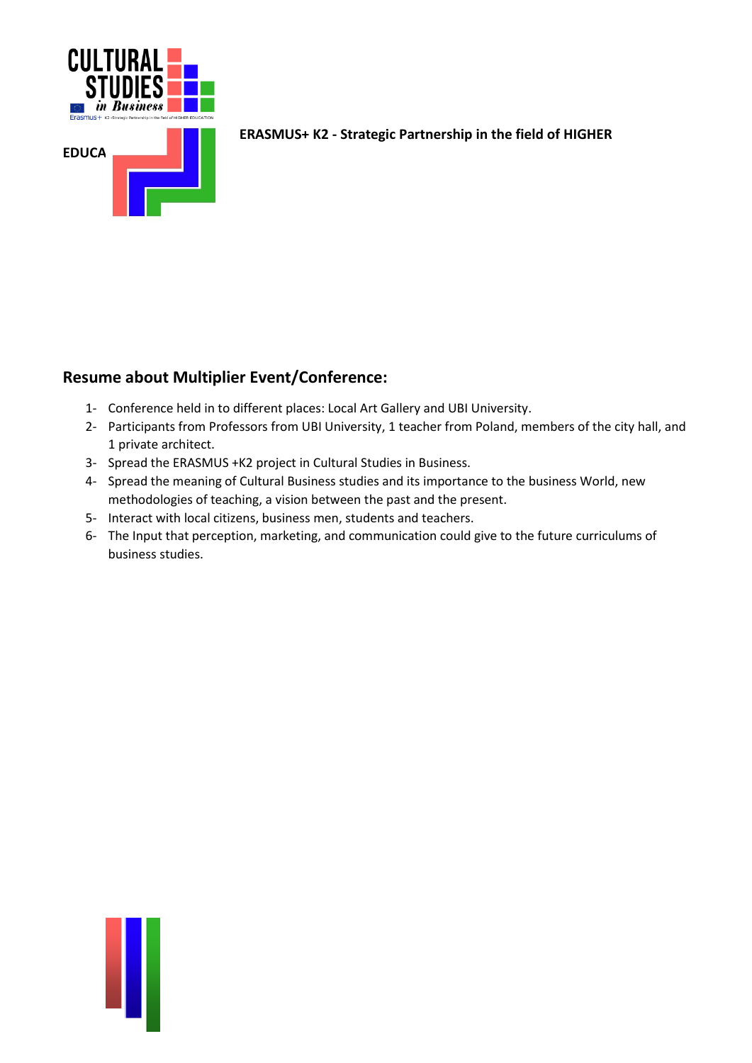EDUCA

**ERASMUS+ K2 - Strategic Partnership in the field of HIGHER**

## Resume about Multiplier Event/Conference:

1- Conference held in to different places: Local Art Gallery and UBI University.
2- Participants from Professors from UBI University, 1 teacher from Poland, members of the city hall, and 1 private architect.
3- Spread the ERASMUS +K2 project in Cultural Studies in Business.
4- Spread the meaning of Cultural Business studies and its importance to the business World, new methodologies of teaching, a vision between the past and the present.
5- Interact with local citizens, business men, students and teachers.
6- The Input that perception, marketing, and communication could give to the future curriculums of business studies.